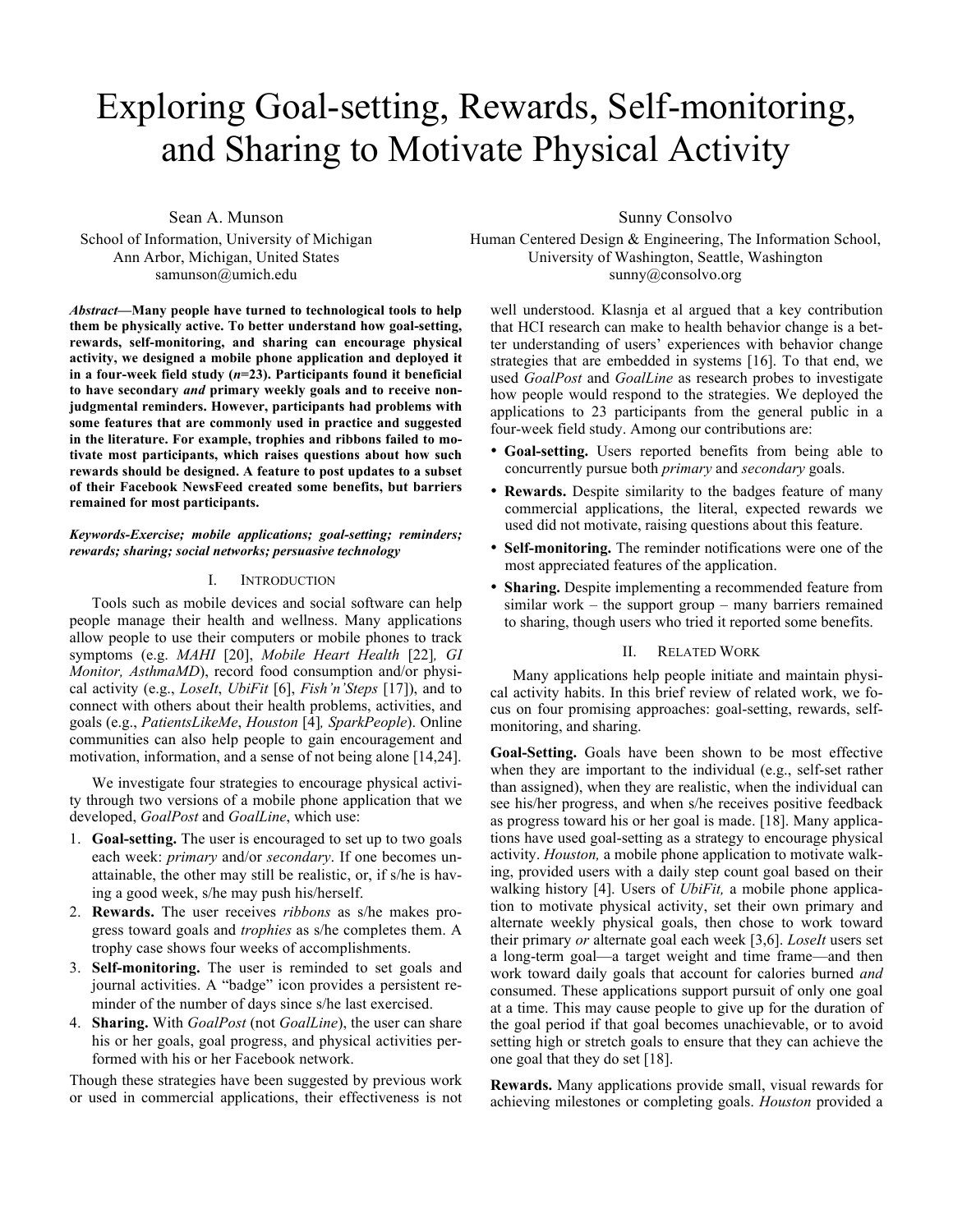# Exploring Goal-setting, Rewards, Self-monitoring, and Sharing to Motivate Physical Activity

Sean A. Munson
School of Information, University of Michigan
Ann Arbor, Michigan, United States
samunson@umich.edu

Sunny Consolvo
Human Centered Design & Engineering, The Information School,
University of Washington, Seattle, Washington
sunny@consolvo.org

***Abstract*—Many people have turned to technological tools to help them be physically active. To better understand how goal-setting, rewards, self-monitoring, and sharing can encourage physical activity, we designed a mobile phone application and deployed it in a four-week field study (*n*=23). Participants found it beneficial to have secondary *and* primary weekly goals and to receive non-judgmental reminders. However, participants had problems with some features that are commonly used in practice and suggested in the literature. For example, trophies and ribbons failed to motivate most participants, which raises questions about how such rewards should be designed. A feature to post updates to a subset of their Facebook NewsFeed created some benefits, but barriers remained for most participants.**

***Keywords-Exercise; mobile applications; goal-setting; reminders; rewards; sharing; social networks; persuasive technology***

## I. Introduction

Tools such as mobile devices and social software can help people manage their health and wellness. Many applications allow people to use their computers or mobile phones to track symptoms (e.g. *MAHI* [20], *Mobile Heart Health* [22]*, GI Monitor, AsthmaMD*), record food consumption and/or physical activity (e.g., *LoseIt*, *UbiFit* [6], *Fish'n'Steps* [17]), and to connect with others about their health problems, activities, and goals (e.g., *PatientsLikeMe*, *Houston* [4]*, SparkPeople*). Online communities can also help people to gain encouragement and motivation, information, and a sense of not being alone [14,24].

We investigate four strategies to encourage physical activity through two versions of a mobile phone application that we developed, *GoalPost* and *GoalLine*, which use:

1. **Goal-setting.** The user is encouraged to set up to two goals each week: *primary* and/or *secondary*. If one becomes unattainable, the other may still be realistic, or, if s/he is having a good week, s/he may push his/herself.
2. **Rewards.** The user receives *ribbons* as s/he makes progress toward goals and *trophies* as s/he completes them. A trophy case shows four weeks of accomplishments.
3. **Self-monitoring.** The user is reminded to set goals and journal activities. A "badge" icon provides a persistent reminder of the number of days since s/he last exercised.
4. **Sharing.** With *GoalPost* (not *GoalLine*), the user can share his or her goals, goal progress, and physical activities performed with his or her Facebook network.

Though these strategies have been suggested by previous work or used in commercial applications, their effectiveness is not well understood. Klasnja et al argued that a key contribution that HCI research can make to health behavior change is a better understanding of users' experiences with behavior change strategies that are embedded in systems [16]. To that end, we used *GoalPost* and *GoalLine* as research probes to investigate how people would respond to the strategies. We deployed the applications to 23 participants from the general public in a four-week field study. Among our contributions are:

- **Goal-setting.** Users reported benefits from being able to concurrently pursue both *primary* and *secondary* goals.
- **Rewards.** Despite similarity to the badges feature of many commercial applications, the literal, expected rewards we used did not motivate, raising questions about this feature.
- **Self-monitoring.** The reminder notifications were one of the most appreciated features of the application.
- **Sharing.** Despite implementing a recommended feature from similar work – the support group – many barriers remained to sharing, though users who tried it reported some benefits.

## II. Related Work

Many applications help people initiate and maintain physical activity habits. In this brief review of related work, we focus on four promising approaches: goal-setting, rewards, self-monitoring, and sharing.

**Goal-Setting.** Goals have been shown to be most effective when they are important to the individual (e.g., self-set rather than assigned), when they are realistic, when the individual can see his/her progress, and when s/he receives positive feedback as progress toward his or her goal is made. [18]. Many applications have used goal-setting as a strategy to encourage physical activity. *Houston,* a mobile phone application to motivate walking, provided users with a daily step count goal based on their walking history [4]. Users of *UbiFit,* a mobile phone application to motivate physical activity, set their own primary and alternate weekly physical goals, then chose to work toward their primary *or* alternate goal each week [3,6]. *LoseIt* users set a long-term goal—a target weight and time frame—and then work toward daily goals that account for calories burned *and* consumed. These applications support pursuit of only one goal at a time. This may cause people to give up for the duration of the goal period if that goal becomes unachievable, or to avoid setting high or stretch goals to ensure that they can achieve the one goal that they do set [18].

**Rewards.** Many applications provide small, visual rewards for achieving milestones or completing goals. *Houston* provided a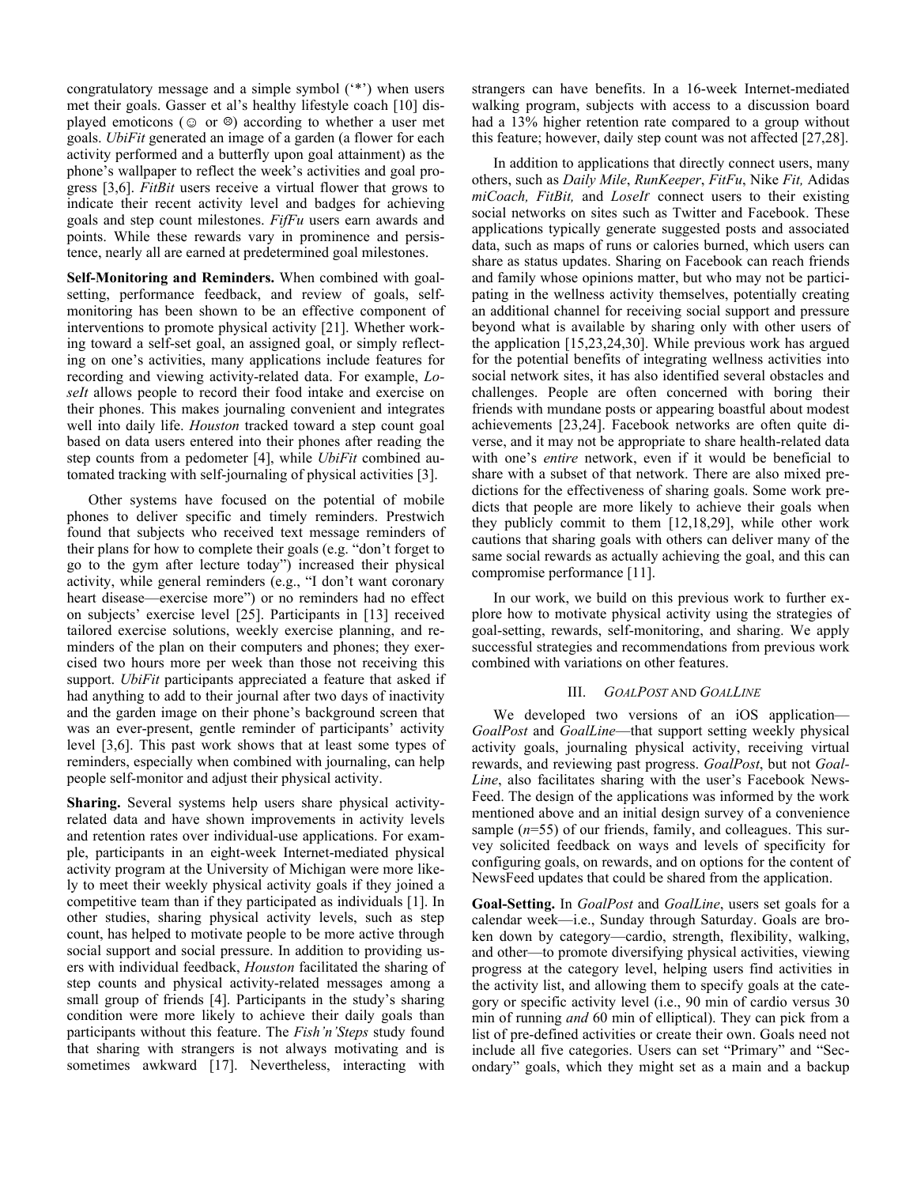congratulatory message and a simple symbol ('*') when users met their goals. Gasser et al's healthy lifestyle coach [10] displayed emoticons (☺ or ☹) according to whether a user met goals. *UbiFit* generated an image of a garden (a flower for each activity performed and a butterfly upon goal attainment) as the phone's wallpaper to reflect the week's activities and goal progress [3,6]. *FitBit* users receive a virtual flower that grows to indicate their recent activity level and badges for achieving goals and step count milestones. *FifFu* users earn awards and points. While these rewards vary in prominence and persistence, nearly all are earned at predetermined goal milestones.

**Self-Monitoring and Reminders.** When combined with goal-setting, performance feedback, and review of goals, self-monitoring has been shown to be an effective component of interventions to promote physical activity [21]. Whether working toward a self-set goal, an assigned goal, or simply reflecting on one's activities, many applications include features for recording and viewing activity-related data. For example, *LoseIt* allows people to record their food intake and exercise on their phones. This makes journaling convenient and integrates well into daily life. *Houston* tracked toward a step count goal based on data users entered into their phones after reading the step counts from a pedometer [4], while *UbiFit* combined automated tracking with self-journaling of physical activities [3].

Other systems have focused on the potential of mobile phones to deliver specific and timely reminders. Prestwich found that subjects who received text message reminders of their plans for how to complete their goals (e.g. "don't forget to go to the gym after lecture today") increased their physical activity, while general reminders (e.g., "I don't want coronary heart disease—exercise more") or no reminders had no effect on subjects' exercise level [25]. Participants in [13] received tailored exercise solutions, weekly exercise planning, and reminders of the plan on their computers and phones; they exercised two hours more per week than those not receiving this support. *UbiFit* participants appreciated a feature that asked if had anything to add to their journal after two days of inactivity and the garden image on their phone's background screen that was an ever-present, gentle reminder of participants' activity level [3,6]. This past work shows that at least some types of reminders, especially when combined with journaling, can help people self-monitor and adjust their physical activity.

**Sharing.** Several systems help users share physical activity-related data and have shown improvements in activity levels and retention rates over individual-use applications. For example, participants in an eight-week Internet-mediated physical activity program at the University of Michigan were more likely to meet their weekly physical activity goals if they joined a competitive team than if they participated as individuals [1]. In other studies, sharing physical activity levels, such as step count, has helped to motivate people to be more active through social support and social pressure. In addition to providing users with individual feedback, *Houston* facilitated the sharing of step counts and physical activity-related messages among a small group of friends [4]. Participants in the study's sharing condition were more likely to achieve their daily goals than participants without this feature. The *Fish'n'Steps* study found that sharing with strangers is not always motivating and is sometimes awkward [17]. Nevertheless, interacting with strangers can have benefits. In a 16-week Internet-mediated walking program, subjects with access to a discussion board had a 13% higher retention rate compared to a group without this feature; however, daily step count was not affected [27,28].

In addition to applications that directly connect users, many others, such as *Daily Mile*, *RunKeeper*, *FitFu*, Nike *Fit,* Adidas *miCoach, FitBit,* and *LoseIt* connect users to their existing social networks on sites such as Twitter and Facebook. These applications typically generate suggested posts and associated data, such as maps of runs or calories burned, which users can share as status updates. Sharing on Facebook can reach friends and family whose opinions matter, but who may not be participating in the wellness activity themselves, potentially creating an additional channel for receiving social support and pressure beyond what is available by sharing only with other users of the application [15,23,24,30]. While previous work has argued for the potential benefits of integrating wellness activities into social network sites, it has also identified several obstacles and challenges. People are often concerned with boring their friends with mundane posts or appearing boastful about modest achievements [23,24]. Facebook networks are often quite diverse, and it may not be appropriate to share health-related data with one's *entire* network, even if it would be beneficial to share with a subset of that network. There are also mixed predictions for the effectiveness of sharing goals. Some work predicts that people are more likely to achieve their goals when they publicly commit to them [12,18,29], while other work cautions that sharing goals with others can deliver many of the same social rewards as actually achieving the goal, and this can compromise performance [11].

In our work, we build on this previous work to further explore how to motivate physical activity using the strategies of goal-setting, rewards, self-monitoring, and sharing. We apply successful strategies and recommendations from previous work combined with variations on other features.

## III. *GoalPost* and *GoalLine*

We developed two versions of an iOS application—*GoalPost* and *GoalLine*—that support setting weekly physical activity goals, journaling physical activity, receiving virtual rewards, and reviewing past progress. *GoalPost*, but not *GoalLine*, also facilitates sharing with the user's Facebook NewsFeed. The design of the applications was informed by the work mentioned above and an initial design survey of a convenience sample (*n*=55) of our friends, family, and colleagues. This survey solicited feedback on ways and levels of specificity for configuring goals, on rewards, and on options for the content of NewsFeed updates that could be shared from the application.

**Goal-Setting.** In *GoalPost* and *GoalLine*, users set goals for a calendar week—i.e., Sunday through Saturday. Goals are broken down by category—cardio, strength, flexibility, walking, and other—to promote diversifying physical activities, viewing progress at the category level, helping users find activities in the activity list, and allowing them to specify goals at the category or specific activity level (i.e., 90 min of cardio versus 30 min of running *and* 60 min of elliptical). They can pick from a list of pre-defined activities or create their own. Goals need not include all five categories. Users can set "Primary" and "Secondary" goals, which they might set as a main and a backup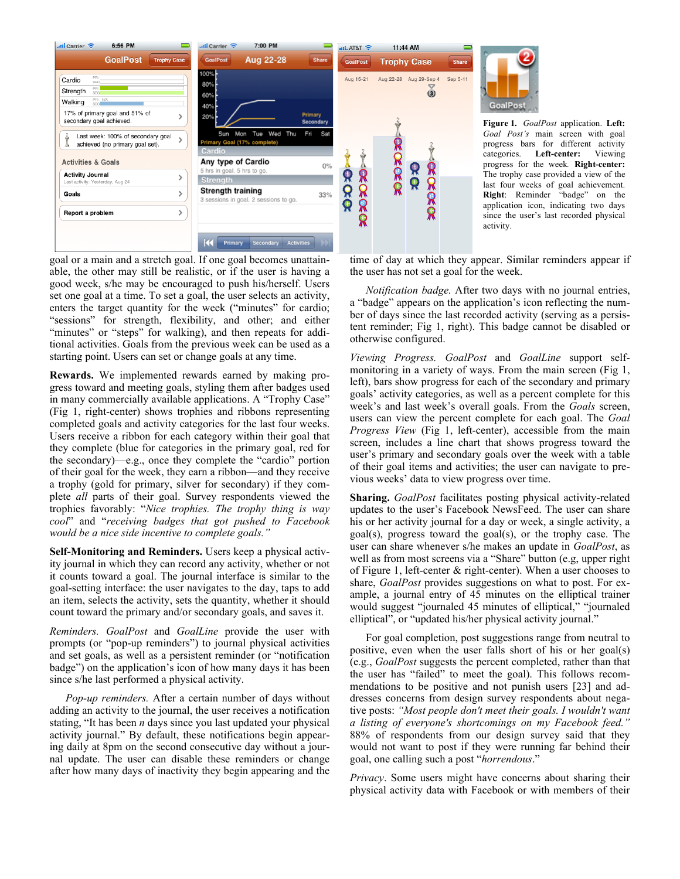**Figure 1.** *GoalPost* application. **Left:** *Goal Post's* main screen with goal progress bars for different activity categories. **Left-center:** Viewing progress for the week. **Right-center:** The trophy case provided a view of the last four weeks of goal achievement. **Right**: Reminder "badge" on the application icon, indicating two days since the user's last recorded physical activity.

goal or a main and a stretch goal. If one goal becomes unattainable, the other may still be realistic, or if the user is having a good week, s/he may be encouraged to push his/herself. Users set one goal at a time. To set a goal, the user selects an activity, enters the target quantity for the week ("minutes" for cardio; "sessions" for strength, flexibility, and other; and either "minutes" or "steps" for walking), and then repeats for additional activities. Goals from the previous week can be used as a starting point. Users can set or change goals at any time.

**Rewards.** We implemented rewards earned by making progress toward and meeting goals, styling them after badges used in many commercially available applications. A "Trophy Case" (Fig 1, right-center) shows trophies and ribbons representing completed goals and activity categories for the last four weeks. Users receive a ribbon for each category within their goal that they complete (blue for categories in the primary goal, red for the secondary)—e.g., once they complete the "cardio" portion of their goal for the week, they earn a ribbon—and they receive a trophy (gold for primary, silver for secondary) if they complete *all* parts of their goal. Survey respondents viewed the trophies favorably: "*Nice trophies. The trophy thing is way cool*" and "*receiving badges that got pushed to Facebook would be a nice side incentive to complete goals."*

**Self-Monitoring and Reminders.** Users keep a physical activity journal in which they can record any activity, whether or not it counts toward a goal. The journal interface is similar to the goal-setting interface: the user navigates to the day, taps to add an item, selects the activity, sets the quantity, whether it should count toward the primary and/or secondary goals, and saves it.

*Reminders. GoalPost* and *GoalLine* provide the user with prompts (or "pop-up reminders") to journal physical activities and set goals, as well as a persistent reminder (or "notification badge") on the application's icon of how many days it has been since s/he last performed a physical activity.

*Pop-up reminders.* After a certain number of days without adding an activity to the journal, the user receives a notification stating, "It has been *n* days since you last updated your physical activity journal." By default, these notifications begin appearing daily at 8pm on the second consecutive day without a journal update. The user can disable these reminders or change after how many days of inactivity they begin appearing and the time of day at which they appear. Similar reminders appear if the user has not set a goal for the week.

*Notification badge.* After two days with no journal entries, a "badge" appears on the application's icon reflecting the number of days since the last recorded activity (serving as a persistent reminder; Fig 1, right). This badge cannot be disabled or otherwise configured.

*Viewing Progress. GoalPost* and *GoalLine* support self-monitoring in a variety of ways. From the main screen (Fig 1, left), bars show progress for each of the secondary and primary goals' activity categories, as well as a percent complete for this week's and last week's overall goals. From the *Goals* screen, users can view the percent complete for each goal. The *Goal Progress View* (Fig 1, left-center), accessible from the main screen, includes a line chart that shows progress toward the user's primary and secondary goals over the week with a table of their goal items and activities; the user can navigate to previous weeks' data to view progress over time.

**Sharing.** *GoalPost* facilitates posting physical activity-related updates to the user's Facebook NewsFeed. The user can share his or her activity journal for a day or week, a single activity, a goal(s), progress toward the goal(s), or the trophy case. The user can share whenever s/he makes an update in *GoalPost*, as well as from most screens via a "Share" button (e.g, upper right of Figure 1, left-center & right-center). When a user chooses to share, *GoalPost* provides suggestions on what to post. For example, a journal entry of 45 minutes on the elliptical trainer would suggest "journaled 45 minutes of elliptical," "journaled elliptical", or "updated his/her physical activity journal."

For goal completion, post suggestions range from neutral to positive, even when the user falls short of his or her goal(s) (e.g., *GoalPost* suggests the percent completed, rather than that the user has "failed" to meet the goal). This follows recommendations to be positive and not punish users [23] and addresses concerns from design survey respondents about negative posts: *"Most people don't meet their goals. I wouldn't want a listing of everyone's shortcomings on my Facebook feed."* 88% of respondents from our design survey said that they would not want to post if they were running far behind their goal, one calling such a post "*horrendous*."

*Privacy*. Some users might have concerns about sharing their physical activity data with Facebook or with members of their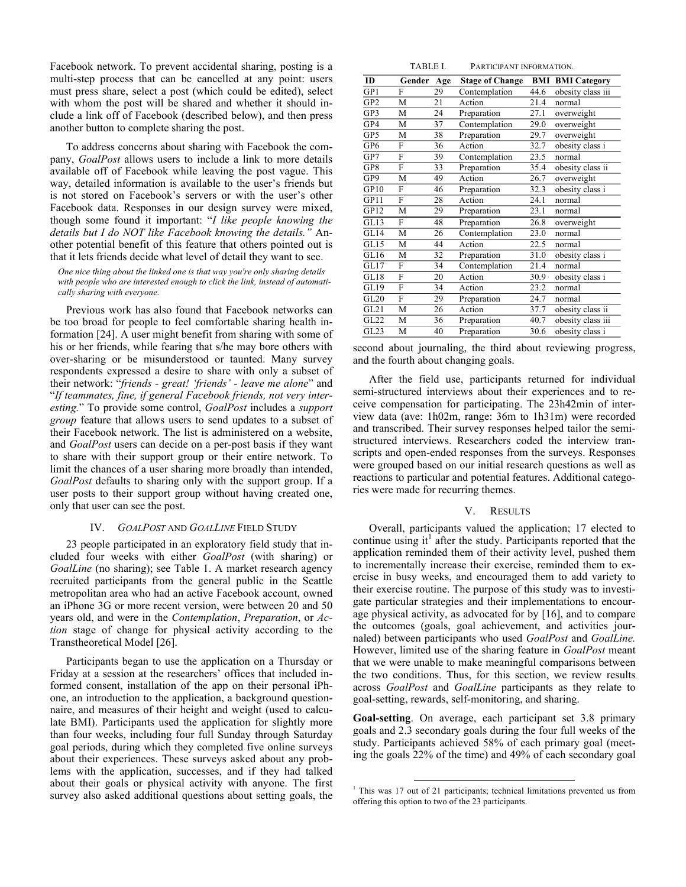Facebook network. To prevent accidental sharing, posting is a multi-step process that can be cancelled at any point: users must press share, select a post (which could be edited), select with whom the post will be shared and whether it should include a link off of Facebook (described below), and then press another button to complete sharing the post.

To address concerns about sharing with Facebook the company, *GoalPost* allows users to include a link to more details available off of Facebook while leaving the post vague. This way, detailed information is available to the user's friends but is not stored on Facebook's servers or with the user's other Facebook data. Responses in our design survey were mixed, though some found it important: "*I like people knowing the details but I do NOT like Facebook knowing the details.*" Another potential benefit of this feature that others pointed out is that it lets friends decide what level of detail they want to see.

> *One nice thing about the linked one is that way you're only sharing details with people who are interested enough to click the link, instead of automatically sharing with everyone.*

Previous work has also found that Facebook networks can be too broad for people to feel comfortable sharing health information [24]. A user might benefit from sharing with some of his or her friends, while fearing that s/he may bore others with over-sharing or be misunderstood or taunted. Many survey respondents expressed a desire to share with only a subset of their network: "*friends - great! 'friends' - leave me alone*" and "*If teammates, fine, if general Facebook friends, not very interesting.*" To provide some control, *GoalPost* includes a *support group* feature that allows users to send updates to a subset of their Facebook network. The list is administered on a website, and *GoalPost* users can decide on a per-post basis if they want to share with their support group or their entire network. To limit the chances of a user sharing more broadly than intended, *GoalPost* defaults to sharing only with the support group. If a user posts to their support group without having created one, only that user can see the post.

## IV. *GoalPost* and *GoalLine* Field Study

23 people participated in an exploratory field study that included four weeks with either *GoalPost* (with sharing) or *GoalLine* (no sharing); see Table 1. A market research agency recruited participants from the general public in the Seattle metropolitan area who had an active Facebook account, owned an iPhone 3G or more recent version, were between 20 and 50 years old, and were in the *Contemplation*, *Preparation*, or *Action* stage of change for physical activity according to the Transtheoretical Model [26].

Participants began to use the application on a Thursday or Friday at a session at the researchers' offices that included informed consent, installation of the app on their personal iPhone, an introduction to the application, a background questionnaire, and measures of their height and weight (used to calculate BMI). Participants used the application for slightly more than four weeks, including four full Sunday through Saturday goal periods, during which they completed five online surveys about their experiences. These surveys asked about any problems with the application, successes, and if they had talked about their goals or physical activity with anyone. The first survey also asked additional questions about setting goals, the second about journaling, the third about reviewing progress, and the fourth about changing goals.

TABLE I. Participant information.

| ID | Gender | Age | Stage of Change | BMI | BMI Category |
|---|---|---|---|---|---|
| GP1 | F | 29 | Contemplation | 44.6 | obesity class iii |
| GP2 | M | 21 | Action | 21.4 | normal |
| GP3 | M | 24 | Preparation | 27.1 | overweight |
| GP4 | M | 37 | Contemplation | 29.0 | overweight |
| GP5 | M | 38 | Preparation | 29.7 | overweight |
| GP6 | F | 36 | Action | 32.7 | obesity class i |
| GP7 | F | 39 | Contemplation | 23.5 | normal |
| GP8 | F | 33 | Preparation | 35.4 | obesity class ii |
| GP9 | M | 49 | Action | 26.7 | overweight |
| GP10 | F | 46 | Preparation | 32.3 | obesity class i |
| GP11 | F | 28 | Action | 24.1 | normal |
| GP12 | M | 29 | Preparation | 23.1 | normal |
| GL13 | F | 48 | Preparation | 26.8 | overweight |
| GL14 | M | 26 | Contemplation | 23.0 | normal |
| GL15 | M | 44 | Action | 22.5 | normal |
| GL16 | M | 32 | Preparation | 31.0 | obesity class i |
| GL17 | F | 34 | Contemplation | 21.4 | normal |
| GL18 | F | 20 | Action | 30.9 | obesity class i |
| GL19 | F | 34 | Action | 23.2 | normal |
| GL20 | F | 29 | Preparation | 24.7 | normal |
| GL21 | M | 26 | Action | 37.7 | obesity class ii |
| GL22 | M | 36 | Preparation | 40.7 | obesity class iii |
| GL23 | M | 40 | Preparation | 30.6 | obesity class i |

After the field use, participants returned for individual semi-structured interviews about their experiences and to receive compensation for participating. The 23h42min of interview data (ave: 1h02m, range: 36m to 1h31m) were recorded and transcribed. Their survey responses helped tailor the semi-structured interviews. Researchers coded the interview transcripts and open-ended responses from the surveys. Responses were grouped based on our initial research questions as well as reactions to particular and potential features. Additional categories were made for recurring themes.

## V. Results

Overall, participants valued the application; 17 elected to continue using it[1] after the study. Participants reported that the application reminded them of their activity level, pushed them to incrementally increase their exercise, reminded them to exercise in busy weeks, and encouraged them to add variety to their exercise routine. The purpose of this study was to investigate particular strategies and their implementations to encourage physical activity, as advocated for by [16], and to compare the outcomes (goals, goal achievement, and activities journaled) between participants who used *GoalPost* and *GoalLine.* However, limited use of the sharing feature in *GoalPost* meant that we were unable to make meaningful comparisons between the two conditions. Thus, for this section, we review results across *GoalPost* and *GoalLine* participants as they relate to goal-setting, rewards, self-monitoring, and sharing.

**Goal-setting**. On average, each participant set 3.8 primary goals and 2.3 secondary goals during the four full weeks of the study. Participants achieved 58% of each primary goal (meeting the goals 22% of the time) and 49% of each secondary goal

[1] This was 17 out of 21 participants; technical limitations prevented us from offering this option to two of the 23 participants.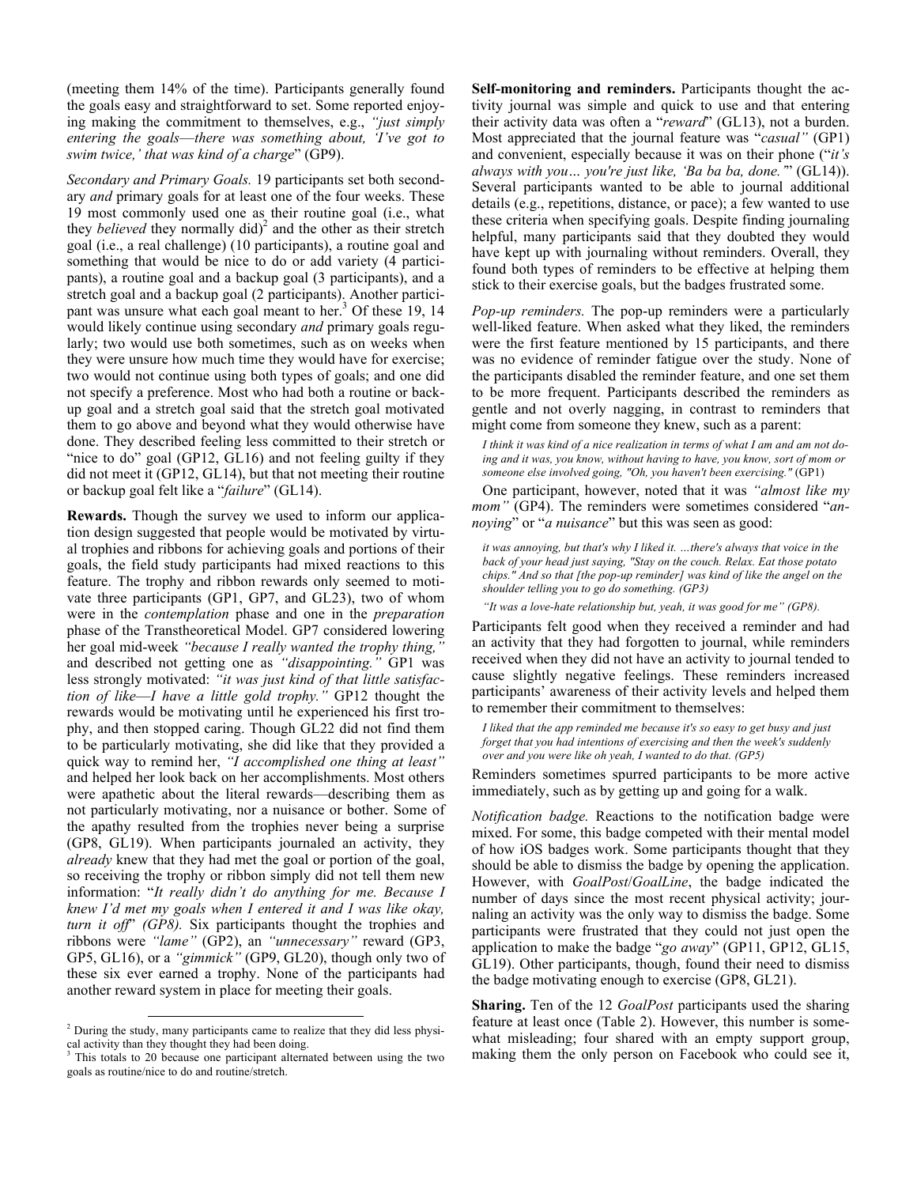(meeting them 14% of the time). Participants generally found the goals easy and straightforward to set. Some reported enjoying making the commitment to themselves, e.g., *"just simply entering the goals—there was something about, 'I've got to swim twice,' that was kind of a charge"* (GP9).

*Secondary and Primary Goals.* 19 participants set both secondary *and* primary goals for at least one of the four weeks. These 19 most commonly used one as their routine goal (i.e., what they *believed* they normally did)[2] and the other as their stretch goal (i.e., a real challenge) (10 participants), a routine goal and something that would be nice to do or add variety (4 participants), a routine goal and a backup goal (3 participants), and a stretch goal and a backup goal (2 participants). Another participant was unsure what each goal meant to her.[3] Of these 19, 14 would likely continue using secondary *and* primary goals regularly; two would use both sometimes, such as on weeks when they were unsure how much time they would have for exercise; two would not continue using both types of goals; and one did not specify a preference. Most who had both a routine or backup goal and a stretch goal said that the stretch goal motivated them to go above and beyond what they would otherwise have done. They described feeling less committed to their stretch or "nice to do" goal (GP12, GL16) and not feeling guilty if they did not meet it (GP12, GL14), but that not meeting their routine or backup goal felt like a "*failure*" (GL14).

**Rewards.** Though the survey we used to inform our application design suggested that people would be motivated by virtual trophies and ribbons for achieving goals and portions of their goals, the field study participants had mixed reactions to this feature. The trophy and ribbon rewards only seemed to motivate three participants (GP1, GP7, and GL23), two of whom were in the *contemplation* phase and one in the *preparation* phase of the Transtheoretical Model. GP7 considered lowering her goal mid-week *"because I really wanted the trophy thing,"* and described not getting one as *"disappointing."* GP1 was less strongly motivated: *"it was just kind of that little satisfaction of like—I have a little gold trophy."* GP12 thought the rewards would be motivating until he experienced his first trophy, and then stopped caring. Though GL22 did not find them to be particularly motivating, she did like that they provided a quick way to remind her, *"I accomplished one thing at least"* and helped her look back on her accomplishments. Most others were apathetic about the literal rewards—describing them as not particularly motivating, nor a nuisance or bother. Some of the apathy resulted from the trophies never being a surprise (GP8, GL19). When participants journaled an activity, they *already* knew that they had met the goal or portion of the goal, so receiving the trophy or ribbon simply did not tell them new information: "*It really didn't do anything for me. Because I knew I'd met my goals when I entered it and I was like okay, turn it off*" *(GP8).* Six participants thought the trophies and ribbons were *"lame"* (GP2), an *"unnecessary"* reward (GP3, GP5, GL16), or a *"gimmick"* (GP9, GL20), though only two of these six ever earned a trophy. None of the participants had another reward system in place for meeting their goals.

**Self-monitoring and reminders.** Participants thought the activity journal was simple and quick to use and that entering their activity data was often a "*reward*" (GL13), not a burden. Most appreciated that the journal feature was "*casual"* (GP1) and convenient, especially because it was on their phone ("*it's always with you… you're just like, 'Ba ba ba, done.'*" (GL14)). Several participants wanted to be able to journal additional details (e.g., repetitions, distance, or pace); a few wanted to use these criteria when specifying goals. Despite finding journaling helpful, many participants said that they doubted they would have kept up with journaling without reminders. Overall, they found both types of reminders to be effective at helping them stick to their exercise goals, but the badges frustrated some.

*Pop-up reminders.* The pop-up reminders were a particularly well-liked feature. When asked what they liked, the reminders were the first feature mentioned by 15 participants, and there was no evidence of reminder fatigue over the study. None of the participants disabled the reminder feature, and one set them to be more frequent. Participants described the reminders as gentle and not overly nagging, in contrast to reminders that might come from someone they knew, such as a parent:

> *I think it was kind of a nice realization in terms of what I am and am not doing and it was, you know, without having to have, you know, sort of mom or someone else involved going, "Oh, you haven't been exercising."* (GP1)

One participant, however, noted that it was *"almost like my mom"* (GP4). The reminders were sometimes considered "*annoying*" or "*a nuisance*" but this was seen as good:

> *it was annoying, but that's why I liked it. …there's always that voice in the back of your head just saying, "Stay on the couch. Relax. Eat those potato chips." And so that [the pop-up reminder] was kind of like the angel on the shoulder telling you to go do something. (GP3)*

> *"It was a love-hate relationship but, yeah, it was good for me" (GP8).*

Participants felt good when they received a reminder and had an activity that they had forgotten to journal, while reminders received when they did not have an activity to journal tended to cause slightly negative feelings. These reminders increased participants' awareness of their activity levels and helped them to remember their commitment to themselves:

> *I liked that the app reminded me because it's so easy to get busy and just forget that you had intentions of exercising and then the week's suddenly over and you were like oh yeah, I wanted to do that. (GP5)*

Reminders sometimes spurred participants to be more active immediately, such as by getting up and going for a walk.

*Notification badge.* Reactions to the notification badge were mixed. For some, this badge competed with their mental model of how iOS badges work. Some participants thought that they should be able to dismiss the badge by opening the application. However, with *GoalPost*/*GoalLine*, the badge indicated the number of days since the most recent physical activity; journaling an activity was the only way to dismiss the badge. Some participants were frustrated that they could not just open the application to make the badge "*go away*" (GP11, GP12, GL15, GL19). Other participants, though, found their need to dismiss the badge motivating enough to exercise (GP8, GL21).

**Sharing.** Ten of the 12 *GoalPost* participants used the sharing feature at least once (Table 2). However, this number is somewhat misleading; four shared with an empty support group, making them the only person on Facebook who could see it,

---

[2] During the study, many participants came to realize that they did less physical activity than they thought they had been doing.

[3] This totals to 20 because one participant alternated between using the two goals as routine/nice to do and routine/stretch.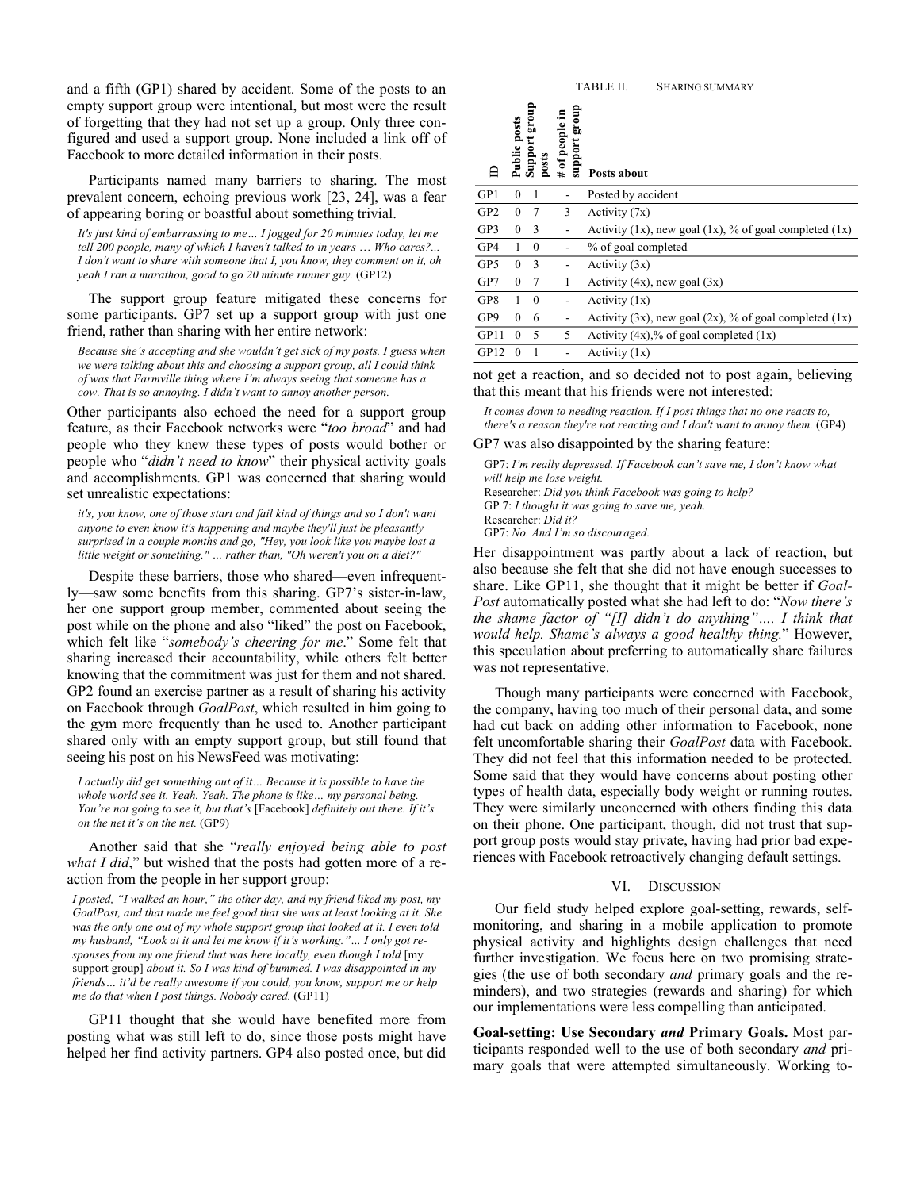and a fifth (GP1) shared by accident. Some of the posts to an empty support group were intentional, but most were the result of forgetting that they had not set up a group. Only three configured and used a support group. None included a link off of Facebook to more detailed information in their posts.

Participants named many barriers to sharing. The most prevalent concern, echoing previous work [23, 24], was a fear of appearing boring or boastful about something trivial.

> *It's just kind of embarrassing to me… I jogged for 20 minutes today, let me tell 200 people, many of which I haven't talked to in years … Who cares?... I don't want to share with someone that I, you know, they comment on it, oh yeah I ran a marathon, good to go 20 minute runner guy.* (GP12)

The support group feature mitigated these concerns for some participants. GP7 set up a support group with just one friend, rather than sharing with her entire network:

> *Because she's accepting and she wouldn't get sick of my posts. I guess when we were talking about this and choosing a support group, all I could think of was that Farmville thing where I'm always seeing that someone has a cow. That is so annoying. I didn't want to annoy another person.*

Other participants also echoed the need for a support group feature, as their Facebook networks were "*too broad*" and had people who they knew these types of posts would bother or people who "*didn't need to know*" their physical activity goals and accomplishments. GP1 was concerned that sharing would set unrealistic expectations:

> *it's, you know, one of those start and fail kind of things and so I don't want anyone to even know it's happening and maybe they'll just be pleasantly surprised in a couple months and go, "Hey, you look like you maybe lost a little weight or something." … rather than, "Oh weren't you on a diet?"*

Despite these barriers, those who shared—even infrequently—saw some benefits from this sharing. GP7's sister-in-law, her one support group member, commented about seeing the post while on the phone and also "liked" the post on Facebook, which felt like "*somebody's cheering for me*." Some felt that sharing increased their accountability, while others felt better knowing that the commitment was just for them and not shared. GP2 found an exercise partner as a result of sharing his activity on Facebook through *GoalPost*, which resulted in him going to the gym more frequently than he used to. Another participant shared only with an empty support group, but still found that seeing his post on his NewsFeed was motivating:

> *I actually did get something out of it… Because it is possible to have the whole world see it. Yeah. Yeah. The phone is like… my personal being. You're not going to see it, but that's* [Facebook] *definitely out there. If it's on the net it's on the net.* (GP9)

Another said that she "*really enjoyed being able to post what I did*," but wished that the posts had gotten more of a reaction from the people in her support group:

> *I posted, "I walked an hour," the other day, and my friend liked my post, my GoalPost, and that made me feel good that she was at least looking at it. She was the only one out of my whole support group that looked at it. I even told my husband, "Look at it and let me know if it's working."… I only got responses from my one friend that was here locally, even though I told* [my support group] *about it. So I was kind of bummed. I was disappointed in my friends… it'd be really awesome if you could, you know, support me or help me do that when I post things. Nobody cared.* (GP11)

GP11 thought that she would have benefited more from posting what was still left to do, since those posts might have helped her find activity partners. GP4 also posted once, but did

TABLE II. SHARING SUMMARY

| ID | Public posts | Support group posts | # of people in support group | Posts about |
|---|---|---|---|---|
| GP1 | 0 | 1 | - | Posted by accident |
| GP2 | 0 | 7 | 3 | Activity (7x) |
| GP3 | 0 | 3 | - | Activity (1x), new goal (1x), % of goal completed (1x) |
| GP4 | 1 | 0 | - | % of goal completed |
| GP5 | 0 | 3 | - | Activity (3x) |
| GP7 | 0 | 7 | 1 | Activity (4x), new goal (3x) |
| GP8 | 1 | 0 | - | Activity (1x) |
| GP9 | 0 | 6 | - | Activity (3x), new goal (2x), % of goal completed (1x) |
| GP11 | 0 | 5 | 5 | Activity (4x),% of goal completed (1x) |
| GP12 | 0 | 1 | - | Activity (1x) |

not get a reaction, and so decided not to post again, believing that this meant that his friends were not interested:

> *It comes down to needing reaction. If I post things that no one reacts to, there's a reason they're not reacting and I don't want to annoy them.* (GP4)

GP7 was also disappointed by the sharing feature:

> GP7: *I'm really depressed. If Facebook can't save me, I don't know what will help me lose weight.*
> Researcher: *Did you think Facebook was going to help?*
> GP 7: *I thought it was going to save me, yeah.*
> Researcher: *Did it?*
> GP7: *No. And I'm so discouraged.*

Her disappointment was partly about a lack of reaction, but also because she felt that she did not have enough successes to share. Like GP11, she thought that it might be better if *GoalPost* automatically posted what she had left to do: "*Now there's the shame factor of "[I] didn't do anything"…. I think that would help. Shame's always a good healthy thing.*" However, this speculation about preferring to automatically share failures was not representative.

Though many participants were concerned with Facebook, the company, having too much of their personal data, and some had cut back on adding other information to Facebook, none felt uncomfortable sharing their *GoalPost* data with Facebook. They did not feel that this information needed to be protected. Some said that they would have concerns about posting other types of health data, especially body weight or running routes. They were similarly unconcerned with others finding this data on their phone. One participant, though, did not trust that support group posts would stay private, having had prior bad experiences with Facebook retroactively changing default settings.

## VI. Discussion

Our field study helped explore goal-setting, rewards, self-monitoring, and sharing in a mobile application to promote physical activity and highlights design challenges that need further investigation. We focus here on two promising strategies (the use of both secondary *and* primary goals and the reminders), and two strategies (rewards and sharing) for which our implementations were less compelling than anticipated.

**Goal-setting: Use Secondary *and* Primary Goals.** Most participants responded well to the use of both secondary *and* primary goals that were attempted simultaneously. Working to-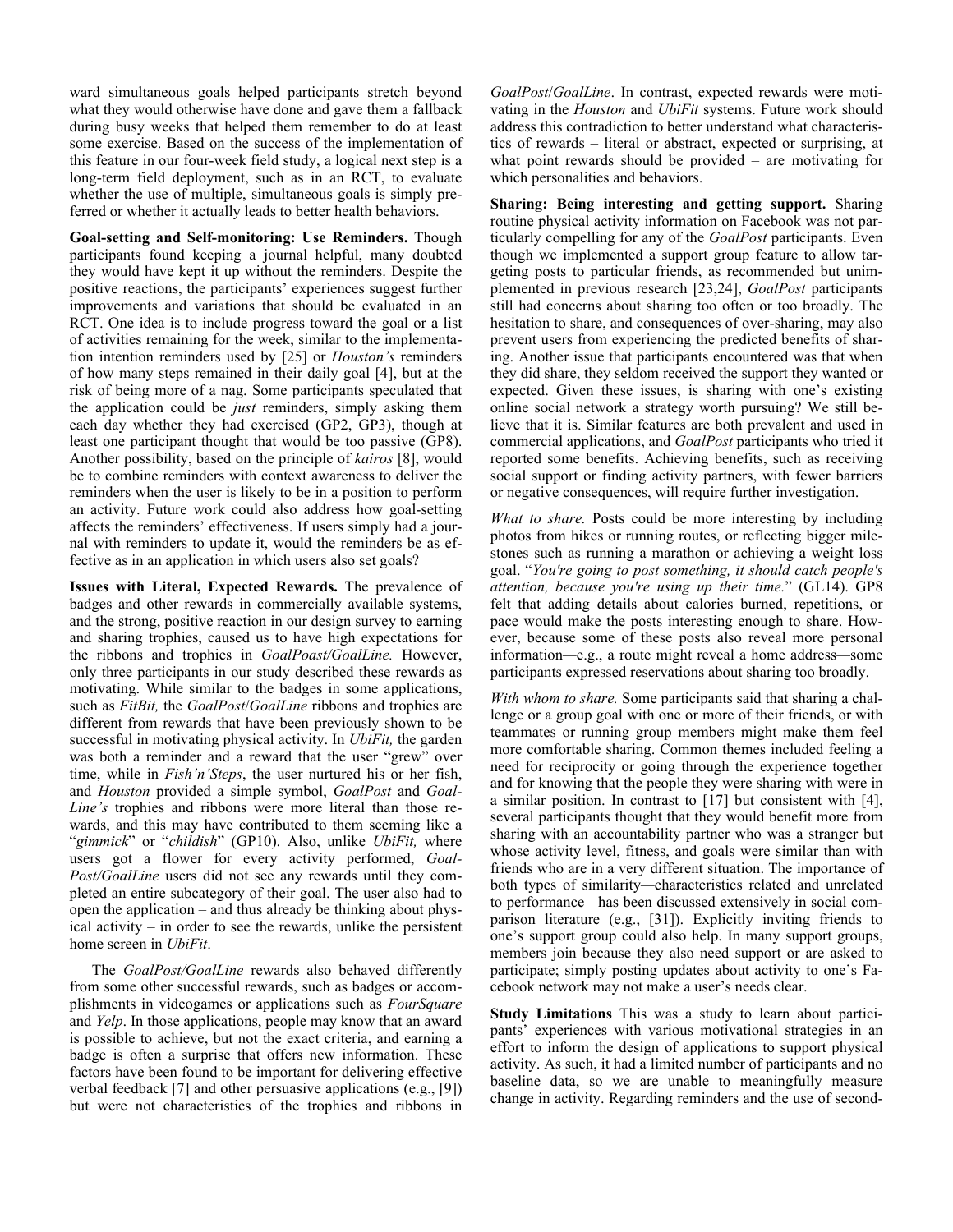ward simultaneous goals helped participants stretch beyond what they would otherwise have done and gave them a fallback during busy weeks that helped them remember to do at least some exercise. Based on the success of the implementation of this feature in our four-week field study, a logical next step is a long-term field deployment, such as in an RCT, to evaluate whether the use of multiple, simultaneous goals is simply preferred or whether it actually leads to better health behaviors.

**Goal-setting and Self-monitoring: Use Reminders.** Though participants found keeping a journal helpful, many doubted they would have kept it up without the reminders. Despite the positive reactions, the participants' experiences suggest further improvements and variations that should be evaluated in an RCT. One idea is to include progress toward the goal or a list of activities remaining for the week, similar to the implementation intention reminders used by [25] or *Houston's* reminders of how many steps remained in their daily goal [4], but at the risk of being more of a nag. Some participants speculated that the application could be *just* reminders, simply asking them each day whether they had exercised (GP2, GP3), though at least one participant thought that would be too passive (GP8). Another possibility, based on the principle of *kairos* [8], would be to combine reminders with context awareness to deliver the reminders when the user is likely to be in a position to perform an activity. Future work could also address how goal-setting affects the reminders' effectiveness. If users simply had a journal with reminders to update it, would the reminders be as effective as in an application in which users also set goals?

**Issues with Literal, Expected Rewards.** The prevalence of badges and other rewards in commercially available systems, and the strong, positive reaction in our design survey to earning and sharing trophies, caused us to have high expectations for the ribbons and trophies in *GoalPoast/GoalLine.* However, only three participants in our study described these rewards as motivating. While similar to the badges in some applications, such as *FitBit,* the *GoalPost*/*GoalLine* ribbons and trophies are different from rewards that have been previously shown to be successful in motivating physical activity. In *UbiFit,* the garden was both a reminder and a reward that the user "grew" over time, while in *Fish'n'Steps*, the user nurtured his or her fish, and *Houston* provided a simple symbol, *GoalPost* and *GoalLine's* trophies and ribbons were more literal than those rewards, and this may have contributed to them seeming like a "*gimmick*" or "*childish*" (GP10). Also, unlike *UbiFit,* where users got a flower for every activity performed, *GoalPost/GoalLine* users did not see any rewards until they completed an entire subcategory of their goal. The user also had to open the application – and thus already be thinking about physical activity – in order to see the rewards, unlike the persistent home screen in *UbiFit*.

The *GoalPost/GoalLine* rewards also behaved differently from some other successful rewards, such as badges or accomplishments in videogames or applications such as *FourSquare* and *Yelp*. In those applications, people may know that an award is possible to achieve, but not the exact criteria, and earning a badge is often a surprise that offers new information. These factors have been found to be important for delivering effective verbal feedback [7] and other persuasive applications (e.g., [9]) but were not characteristics of the trophies and ribbons in *GoalPost*/*GoalLine*. In contrast, expected rewards were motivating in the *Houston* and *UbiFit* systems. Future work should address this contradiction to better understand what characteristics of rewards – literal or abstract, expected or surprising, at what point rewards should be provided – are motivating for which personalities and behaviors.

**Sharing: Being interesting and getting support.** Sharing routine physical activity information on Facebook was not particularly compelling for any of the *GoalPost* participants. Even though we implemented a support group feature to allow targeting posts to particular friends, as recommended but unimplemented in previous research [23,24], *GoalPost* participants still had concerns about sharing too often or too broadly. The hesitation to share, and consequences of over-sharing, may also prevent users from experiencing the predicted benefits of sharing. Another issue that participants encountered was that when they did share, they seldom received the support they wanted or expected. Given these issues, is sharing with one's existing online social network a strategy worth pursuing? We still believe that it is. Similar features are both prevalent and used in commercial applications, and *GoalPost* participants who tried it reported some benefits. Achieving benefits, such as receiving social support or finding activity partners, with fewer barriers or negative consequences, will require further investigation.

*What to share.* Posts could be more interesting by including photos from hikes or running routes, or reflecting bigger milestones such as running a marathon or achieving a weight loss goal. "*You're going to post something, it should catch people's attention, because you're using up their time.*" (GL14). GP8 felt that adding details about calories burned, repetitions, or pace would make the posts interesting enough to share. However, because some of these posts also reveal more personal information—e.g., a route might reveal a home address—some participants expressed reservations about sharing too broadly.

*With whom to share.* Some participants said that sharing a challenge or a group goal with one or more of their friends, or with teammates or running group members might make them feel more comfortable sharing. Common themes included feeling a need for reciprocity or going through the experience together and for knowing that the people they were sharing with were in a similar position. In contrast to [17] but consistent with [4], several participants thought that they would benefit more from sharing with an accountability partner who was a stranger but whose activity level, fitness, and goals were similar than with friends who are in a very different situation. The importance of both types of similarity—characteristics related and unrelated to performance—has been discussed extensively in social comparison literature (e.g., [31]). Explicitly inviting friends to one's support group could also help. In many support groups, members join because they also need support or are asked to participate; simply posting updates about activity to one's Facebook network may not make a user's needs clear.

**Study Limitations** This was a study to learn about participants' experiences with various motivational strategies in an effort to inform the design of applications to support physical activity. As such, it had a limited number of participants and no baseline data, so we are unable to meaningfully measure change in activity. Regarding reminders and the use of second-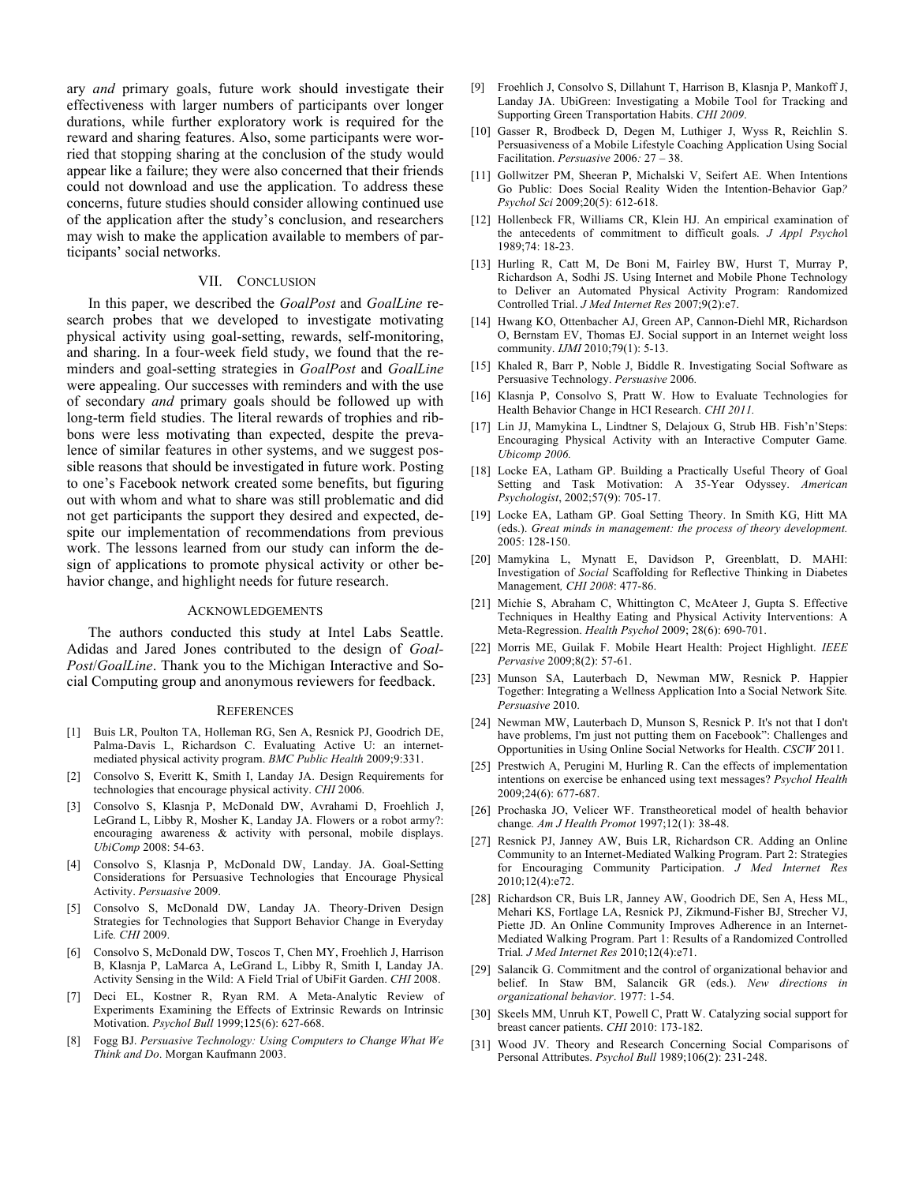ary *and* primary goals, future work should investigate their effectiveness with larger numbers of participants over longer durations, while further exploratory work is required for the reward and sharing features. Also, some participants were worried that stopping sharing at the conclusion of the study would appear like a failure; they were also concerned that their friends could not download and use the application. To address these concerns, future studies should consider allowing continued use of the application after the study's conclusion, and researchers may wish to make the application available to members of participants' social networks.

## VII. Conclusion

In this paper, we described the *GoalPost* and *GoalLine* research probes that we developed to investigate motivating physical activity using goal-setting, rewards, self-monitoring, and sharing. In a four-week field study, we found that the reminders and goal-setting strategies in *GoalPost* and *GoalLine* were appealing. Our successes with reminders and with the use of secondary *and* primary goals should be followed up with long-term field studies. The literal rewards of trophies and ribbons were less motivating than expected, despite the prevalence of similar features in other systems, and we suggest possible reasons that should be investigated in future work. Posting to one's Facebook network created some benefits, but figuring out with whom and what to share was still problematic and did not get participants the support they desired and expected, despite our implementation of recommendations from previous work. The lessons learned from our study can inform the design of applications to promote physical activity or other behavior change, and highlight needs for future research.

## Acknowledgements

The authors conducted this study at Intel Labs Seattle. Adidas and Jared Jones contributed to the design of *GoalPost*/*GoalLine*. Thank you to the Michigan Interactive and Social Computing group and anonymous reviewers for feedback.

## References

[1] Buis LR, Poulton TA, Holleman RG, Sen A, Resnick PJ, Goodrich DE, Palma-Davis L, Richardson C. Evaluating Active U: an internet-mediated physical activity program. *BMC Public Health* 2009;9:331.

[2] Consolvo S, Everitt K, Smith I, Landay JA. Design Requirements for technologies that encourage physical activity. *CHI* 2006*.*

[3] Consolvo S, Klasnja P, McDonald DW, Avrahami D, Froehlich J, LeGrand L, Libby R, Mosher K, Landay JA. Flowers or a robot army?: encouraging awareness & activity with personal, mobile displays. *UbiComp* 2008: 54-63.

[4] Consolvo S, Klasnja P, McDonald DW, Landay. JA. Goal-Setting Considerations for Persuasive Technologies that Encourage Physical Activity. *Persuasive* 2009.

[5] Consolvo S, McDonald DW, Landay JA. Theory-Driven Design Strategies for Technologies that Support Behavior Change in Everyday Life*. CHI* 2009.

[6] Consolvo S, McDonald DW, Toscos T, Chen MY, Froehlich J, Harrison B, Klasnja P, LaMarca A, LeGrand L, Libby R, Smith I, Landay JA. Activity Sensing in the Wild: A Field Trial of UbiFit Garden. *CHI* 2008.

[7] Deci EL, Kostner R, Ryan RM. A Meta-Analytic Review of Experiments Examining the Effects of Extrinsic Rewards on Intrinsic Motivation. *Psychol Bull* 1999;125(6): 627-668.

[8] Fogg BJ. *Persuasive Technology: Using Computers to Change What We Think and Do*. Morgan Kaufmann 2003.

[9] Froehlich J, Consolvo S, Dillahunt T, Harrison B, Klasnja P, Mankoff J, Landay JA. UbiGreen: Investigating a Mobile Tool for Tracking and Supporting Green Transportation Habits. *CHI 2009.*

[10] Gasser R, Brodbeck D, Degen M, Luthiger J, Wyss R, Reichlin S. Persuasiveness of a Mobile Lifestyle Coaching Application Using Social Facilitation. *Persuasive* 2006*:* 27 – 38.

[11] Gollwitzer PM, Sheeran P, Michalski V, Seifert AE. When Intentions Go Public: Does Social Reality Widen the Intention-Behavior Gap*? Psychol Sci* 2009;20(5): 612-618.

[12] Hollenbeck FR, Williams CR, Klein HJ. An empirical examination of the antecedents of commitment to difficult goals. *J Appl Psychol* 1989;74: 18-23.

[13] Hurling R, Catt M, De Boni M, Fairley BW, Hurst T, Murray P, Richardson A, Sodhi JS. Using Internet and Mobile Phone Technology to Deliver an Automated Physical Activity Program: Randomized Controlled Trial. *J Med Internet Res* 2007;9(2):e7.

[14] Hwang KO, Ottenbacher AJ, Green AP, Cannon-Diehl MR, Richardson O, Bernstam EV, Thomas EJ. Social support in an Internet weight loss community. *IJMI* 2010;79(1): 5-13.

[15] Khaled R, Barr P, Noble J, Biddle R. Investigating Social Software as Persuasive Technology. *Persuasive* 2006*.*

[16] Klasnja P, Consolvo S, Pratt W. How to Evaluate Technologies for Health Behavior Change in HCI Research. *CHI 2011.*

[17] Lin JJ, Mamykina L, Lindtner S, Delajoux G, Strub HB. Fish'n'Steps: Encouraging Physical Activity with an Interactive Computer Game*. Ubicomp 2006.*

[18] Locke EA, Latham GP. Building a Practically Useful Theory of Goal Setting and Task Motivation: A 35-Year Odyssey. *American Psychologist*, 2002;57(9): 705-17.

[19] Locke EA, Latham GP. Goal Setting Theory. In Smith KG, Hitt MA (eds.). *Great minds in management: the process of theory development.* 2005: 128-150.

[20] Mamykina L, Mynatt E, Davidson P, Greenblatt, D. MAHI: Investigation of *Social* Scaffolding for Reflective Thinking in Diabetes Management*, CHI 2008*: 477-86.

[21] Michie S, Abraham C, Whittington C, McAteer J, Gupta S. Effective Techniques in Healthy Eating and Physical Activity Interventions: A Meta-Regression. *Health Psychol* 2009; 28(6): 690-701.

[22] Morris ME, Guilak F. Mobile Heart Health: Project Highlight. *IEEE Pervasive* 2009;8(2): 57-61.

[23] Munson SA, Lauterbach D, Newman MW, Resnick P. Happier Together: Integrating a Wellness Application Into a Social Network Site*. Persuasive* 2010.

[24] Newman MW, Lauterbach D, Munson S, Resnick P. It's not that I don't have problems, I'm just not putting them on Facebook": Challenges and Opportunities in Using Online Social Networks for Health. *CSCW* 2011.

[25] Prestwich A, Perugini M, Hurling R. Can the effects of implementation intentions on exercise be enhanced using text messages? *Psychol Health* 2009;24(6): 677-687.

[26] Prochaska JO, Velicer WF. Transtheoretical model of health behavior change*. Am J Health Promot* 1997;12(1): 38-48.

[27] Resnick PJ, Janney AW, Buis LR, Richardson CR. Adding an Online Community to an Internet-Mediated Walking Program. Part 2: Strategies for Encouraging Community Participation. *J Med Internet Res* 2010;12(4):e72.

[28] Richardson CR, Buis LR, Janney AW, Goodrich DE, Sen A, Hess ML, Mehari KS, Fortlage LA, Resnick PJ, Zikmund-Fisher BJ, Strecher VJ, Piette JD. An Online Community Improves Adherence in an Internet-Mediated Walking Program. Part 1: Results of a Randomized Controlled Trial*. J Med Internet Res* 2010;12(4):e71.

[29] Salancik G. Commitment and the control of organizational behavior and belief. In Staw BM, Salancik GR (eds.). *New directions in organizational behavior*. 1977: 1-54.

[30] Skeels MM, Unruh KT, Powell C, Pratt W. Catalyzing social support for breast cancer patients. *CHI* 2010: 173-182.

[31] Wood JV. Theory and Research Concerning Social Comparisons of Personal Attributes. *Psychol Bull* 1989;106(2): 231-248.